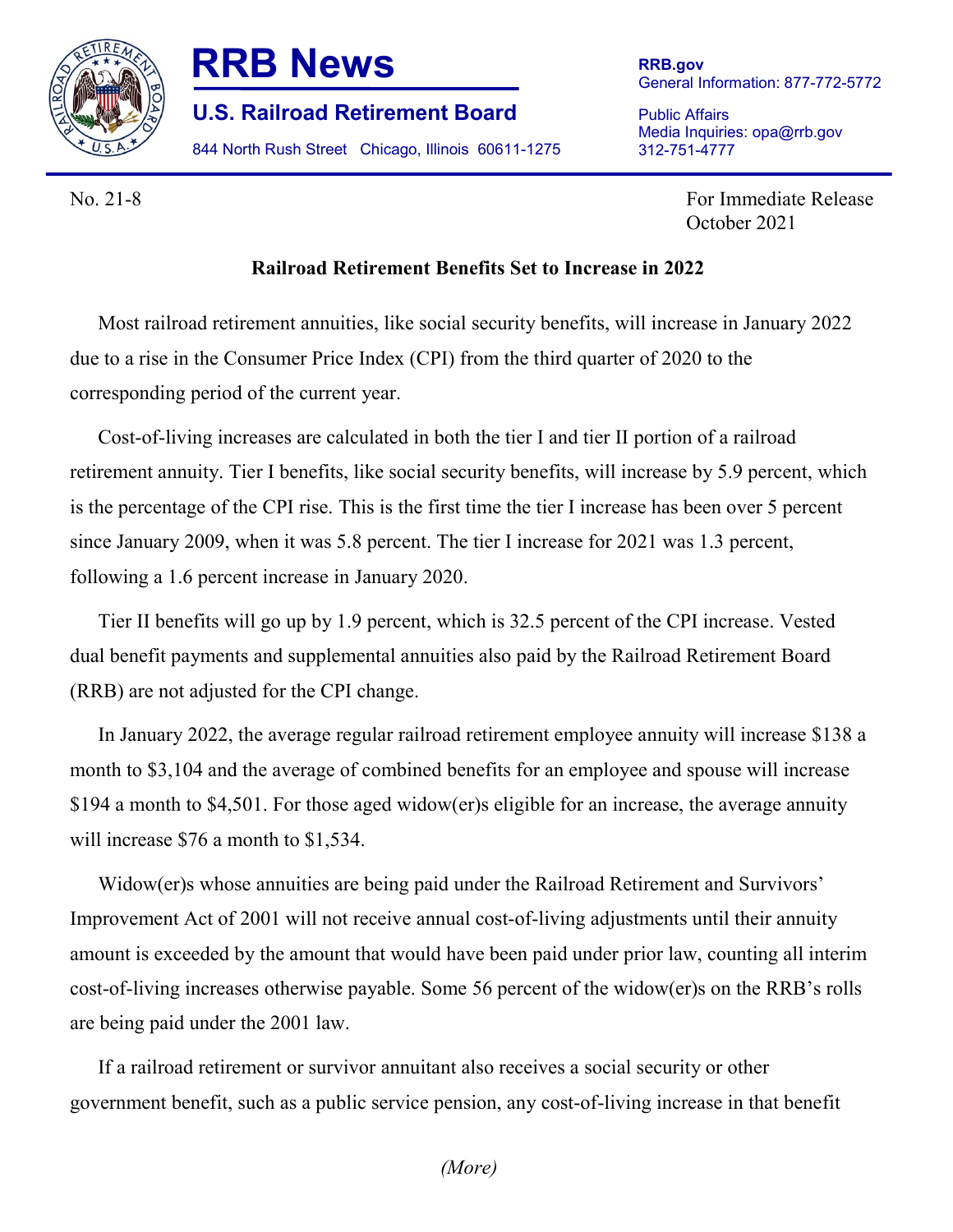# RRB News

## U.S. Railroad Retirement Board

844 North Rush Street Chicago, Illinois 60611-1275

**RRB.gov**
General Information: 877-772-5772

Public Affairs
Media Inquiries: opa@rrb.gov
312-751-4777

No. 21-8

For Immediate Release
October 2021

**Railroad Retirement Benefits Set to Increase in 2022**

Most railroad retirement annuities, like social security benefits, will increase in January 2022 due to a rise in the Consumer Price Index (CPI) from the third quarter of 2020 to the corresponding period of the current year.

Cost-of-living increases are calculated in both the tier I and tier II portion of a railroad retirement annuity. Tier I benefits, like social security benefits, will increase by 5.9 percent, which is the percentage of the CPI rise. This is the first time the tier I increase has been over 5 percent since January 2009, when it was 5.8 percent. The tier I increase for 2021 was 1.3 percent, following a 1.6 percent increase in January 2020.

Tier II benefits will go up by 1.9 percent, which is 32.5 percent of the CPI increase. Vested dual benefit payments and supplemental annuities also paid by the Railroad Retirement Board (RRB) are not adjusted for the CPI change.

In January 2022, the average regular railroad retirement employee annuity will increase \$138 a month to \$3,104 and the average of combined benefits for an employee and spouse will increase \$194 a month to \$4,501. For those aged widow(er)s eligible for an increase, the average annuity will increase \$76 a month to \$1,534.

Widow(er)s whose annuities are being paid under the Railroad Retirement and Survivors' Improvement Act of 2001 will not receive annual cost-of-living adjustments until their annuity amount is exceeded by the amount that would have been paid under prior law, counting all interim cost-of-living increases otherwise payable. Some 56 percent of the widow(er)s on the RRB's rolls are being paid under the 2001 law.

If a railroad retirement or survivor annuitant also receives a social security or other government benefit, such as a public service pension, any cost-of-living increase in that benefit

*(More)*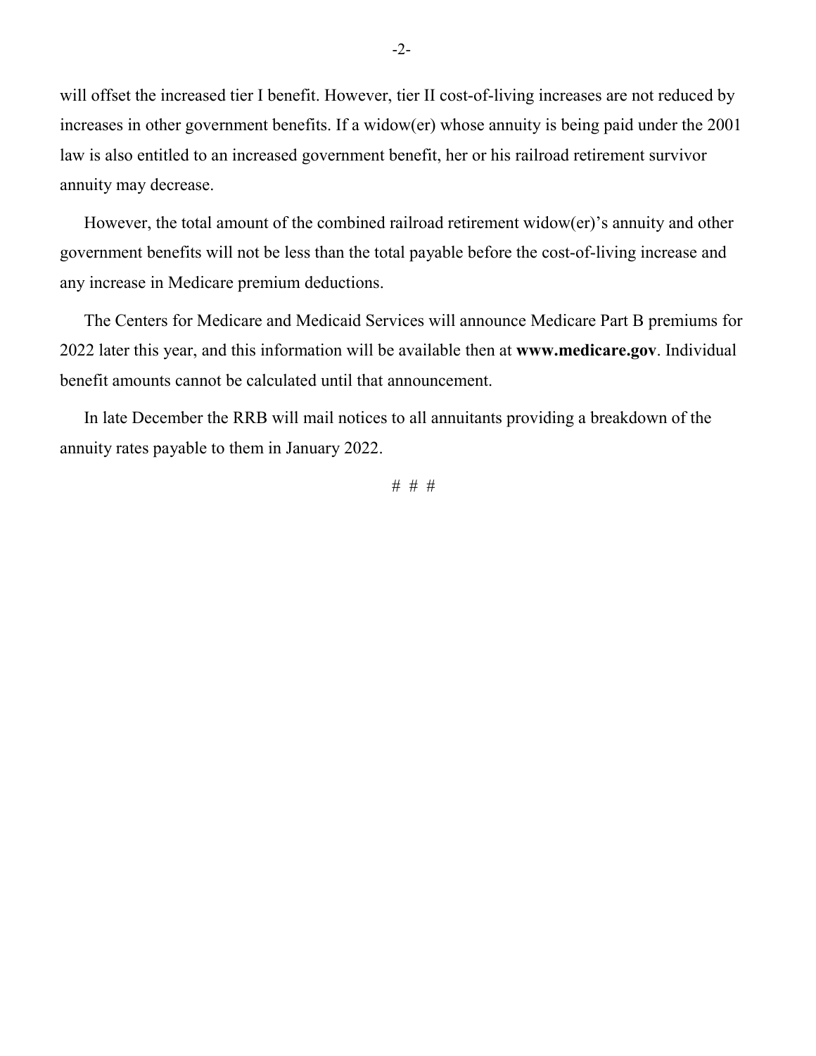will offset the increased tier I benefit. However, tier II cost-of-living increases are not reduced by increases in other government benefits. If a widow(er) whose annuity is being paid under the 2001 law is also entitled to an increased government benefit, her or his railroad retirement survivor annuity may decrease.

However, the total amount of the combined railroad retirement widow(er)'s annuity and other government benefits will not be less than the total payable before the cost-of-living increase and any increase in Medicare premium deductions.

The Centers for Medicare and Medicaid Services will announce Medicare Part B premiums for 2022 later this year, and this information will be available then at **www.medicare.gov**. Individual benefit amounts cannot be calculated until that announcement.

In late December the RRB will mail notices to all annuitants providing a breakdown of the annuity rates payable to them in January 2022.

# # #